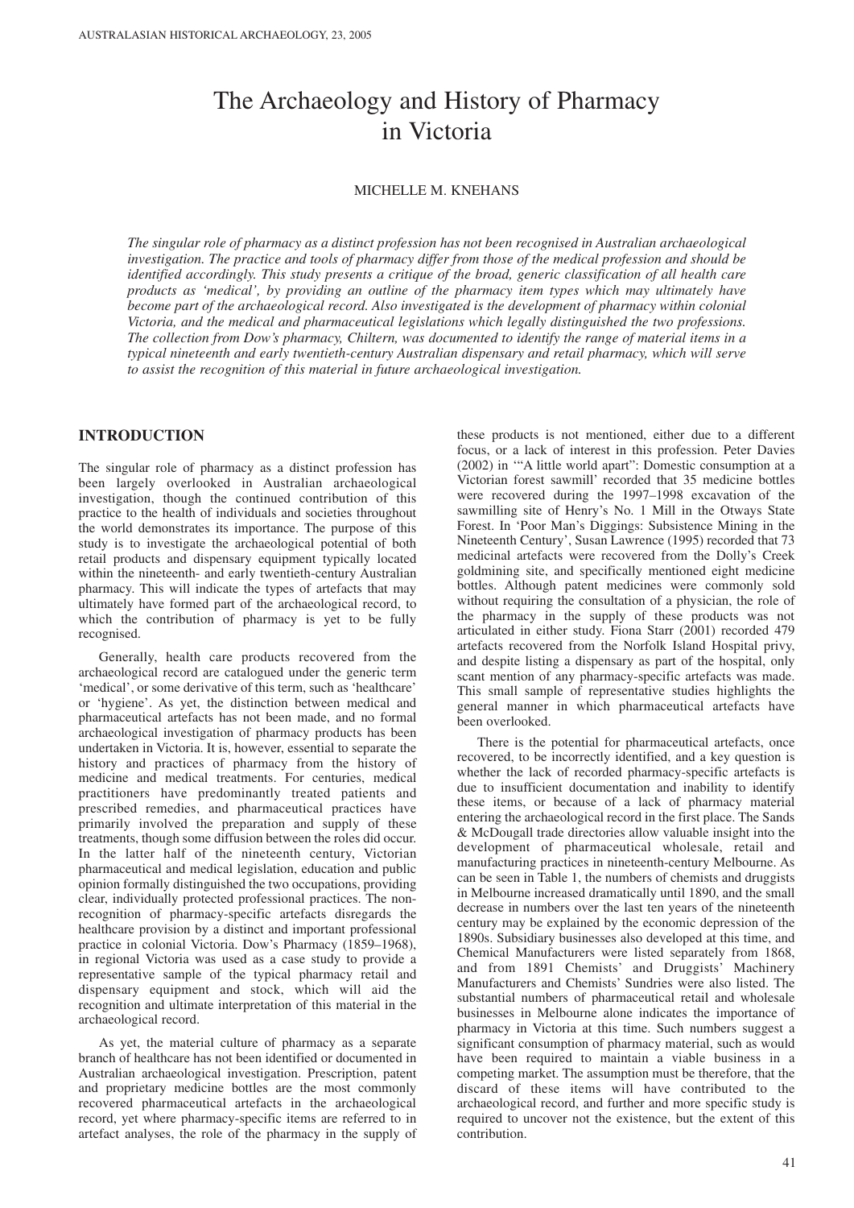# The Archaeology and History of Pharmacy in Victoria

MICHELLE M. KNEHANS

*The singular role of pharmacy as a distinct profession has not been recognised in Australian archaeological investigation. The practice and tools of pharmacy differ from those of the medical profession and should be identified accordingly. This study presents a critique of the broad, generic classification of all health care products as 'medical', by providing an outline of the pharmacy item types which may ultimately have become part of the archaeological record. Also investigated is the development of pharmacy within colonial Victoria, and the medical and pharmaceutical legislations which legally distinguished the two professions. The collection from Dow's pharmacy, Chiltern, was documented to identify the range of material items in a typical nineteenth and early twentieth-century Australian dispensary and retail pharmacy, which will serve to assist the recognition of this material in future archaeological investigation.*

## INTRODUCTION

The singular role of pharmacy as a distinct profession has been largely overlooked in Australian archaeological investigation, though the continued contribution of this practice to the health of individuals and societies throughout the world demonstrates its importance. The purpose of this study is to investigate the archaeological potential of both retail products and dispensary equipment typically located within the nineteenth- and early twentieth-century Australian pharmacy. This will indicate the types of artefacts that may ultimately have formed part of the archaeological record, to which the contribution of pharmacy is yet to be fully recognised.

Generally, health care products recovered from the archaeological record are catalogued under the generic term 'medical', or some derivative of this term, such as 'healthcare' or 'hygiene'. As yet, the distinction between medical and pharmaceutical artefacts has not been made, and no formal archaeological investigation of pharmacy products has been undertaken in Victoria. It is, however, essential to separate the history and practices of pharmacy from the history of medicine and medical treatments. For centuries, medical practitioners have predominantly treated patients and prescribed remedies, and pharmaceutical practices have primarily involved the preparation and supply of these treatments, though some diffusion between the roles did occur. In the latter half of the nineteenth century, Victorian pharmaceutical and medical legislation, education and public opinion formally distinguished the two occupations, providing clear, individually protected professional practices. The non-recognition of pharmacy-specific artefacts disregards the healthcare provision by a distinct and important professional practice in colonial Victoria. Dow's Pharmacy (1859–1968), in regional Victoria was used as a case study to provide a representative sample of the typical pharmacy retail and dispensary equipment and stock, which will aid the recognition and ultimate interpretation of this material in the archaeological record.

As yet, the material culture of pharmacy as a separate branch of healthcare has not been identified or documented in Australian archaeological investigation. Prescription, patent and proprietary medicine bottles are the most commonly recovered pharmaceutical artefacts in the archaeological record, yet where pharmacy-specific items are referred to in artefact analyses, the role of the pharmacy in the supply of these products is not mentioned, either due to a different focus, or a lack of interest in this profession. Peter Davies (2002) in '"A little world apart": Domestic consumption at a Victorian forest sawmill' recorded that 35 medicine bottles were recovered during the 1997–1998 excavation of the sawmilling site of Henry's No. 1 Mill in the Otways State Forest. In 'Poor Man's Diggings: Subsistence Mining in the Nineteenth Century', Susan Lawrence (1995) recorded that 73 medicinal artefacts were recovered from the Dolly's Creek goldmining site, and specifically mentioned eight medicine bottles. Although patent medicines were commonly sold without requiring the consultation of a physician, the role of the pharmacy in the supply of these products was not articulated in either study. Fiona Starr (2001) recorded 479 artefacts recovered from the Norfolk Island Hospital privy, and despite listing a dispensary as part of the hospital, only scant mention of any pharmacy-specific artefacts was made. This small sample of representative studies highlights the general manner in which pharmaceutical artefacts have been overlooked.

There is the potential for pharmaceutical artefacts, once recovered, to be incorrectly identified, and a key question is whether the lack of recorded pharmacy-specific artefacts is due to insufficient documentation and inability to identify these items, or because of a lack of pharmacy material entering the archaeological record in the first place. The Sands & McDougall trade directories allow valuable insight into the development of pharmaceutical wholesale, retail and manufacturing practices in nineteenth-century Melbourne. As can be seen in Table 1, the numbers of chemists and druggists in Melbourne increased dramatically until 1890, and the small decrease in numbers over the last ten years of the nineteenth century may be explained by the economic depression of the 1890s. Subsidiary businesses also developed at this time, and Chemical Manufacturers were listed separately from 1868, and from 1891 Chemists' and Druggists' Machinery Manufacturers and Chemists' Sundries were also listed. The substantial numbers of pharmaceutical retail and wholesale businesses in Melbourne alone indicates the importance of pharmacy in Victoria at this time. Such numbers suggest a significant consumption of pharmacy material, such as would have been required to maintain a viable business in a competing market. The assumption must be therefore, that the discard of these items will have contributed to the archaeological record, and further and more specific study is required to uncover not the existence, but the extent of this contribution.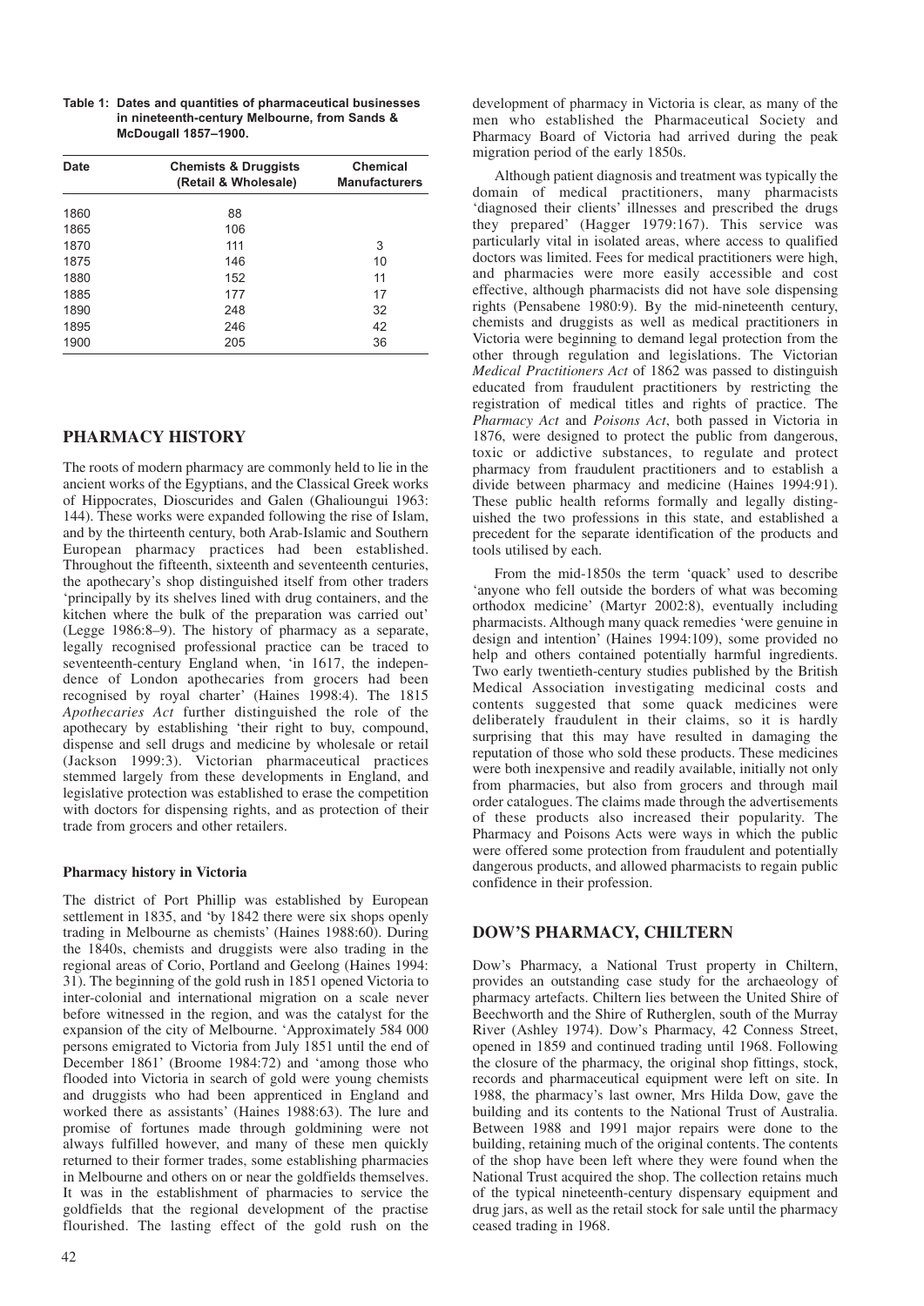**Table 1: Dates and quantities of pharmaceutical businesses in nineteenth-century Melbourne, from Sands & McDougall 1857–1900.**

| Date | Chemists & Druggists (Retail & Wholesale) | Chemical Manufacturers |
|---|---|---|
| 1860 | 88 | |
| 1865 | 106 | |
| 1870 | 111 | 3 |
| 1875 | 146 | 10 |
| 1880 | 152 | 11 |
| 1885 | 177 | 17 |
| 1890 | 248 | 32 |
| 1895 | 246 | 42 |
| 1900 | 205 | 36 |

## PHARMACY HISTORY

The roots of modern pharmacy are commonly held to lie in the ancient works of the Egyptians, and the Classical Greek works of Hippocrates, Dioscurides and Galen (Ghalioungui 1963: 144). These works were expanded following the rise of Islam, and by the thirteenth century, both Arab-Islamic and Southern European pharmacy practices had been established. Throughout the fifteenth, sixteenth and seventeenth centuries, the apothecary's shop distinguished itself from other traders 'principally by its shelves lined with drug containers, and the kitchen where the bulk of the preparation was carried out' (Legge 1986:8–9). The history of pharmacy as a separate, legally recognised professional practice can be traced to seventeenth-century England when, 'in 1617, the independence of London apothecaries from grocers had been recognised by royal charter' (Haines 1998:4). The 1815 *Apothecaries Act* further distinguished the role of the apothecary by establishing 'their right to buy, compound, dispense and sell drugs and medicine by wholesale or retail (Jackson 1999:3). Victorian pharmaceutical practices stemmed largely from these developments in England, and legislative protection was established to erase the competition with doctors for dispensing rights, and as protection of their trade from grocers and other retailers.

### Pharmacy history in Victoria

The district of Port Phillip was established by European settlement in 1835, and 'by 1842 there were six shops openly trading in Melbourne as chemists' (Haines 1988:60). During the 1840s, chemists and druggists were also trading in the regional areas of Corio, Portland and Geelong (Haines 1994: 31). The beginning of the gold rush in 1851 opened Victoria to inter-colonial and international migration on a scale never before witnessed in the region, and was the catalyst for the expansion of the city of Melbourne. 'Approximately 584 000 persons emigrated to Victoria from July 1851 until the end of December 1861' (Broome 1984:72) and 'among those who flooded into Victoria in search of gold were young chemists and druggists who had been apprenticed in England and worked there as assistants' (Haines 1988:63). The lure and promise of fortunes made through goldmining were not always fulfilled however, and many of these men quickly returned to their former trades, some establishing pharmacies in Melbourne and others on or near the goldfields themselves. It was in the establishment of pharmacies to service the goldfields that the regional development of the practise flourished. The lasting effect of the gold rush on the development of pharmacy in Victoria is clear, as many of the men who established the Pharmaceutical Society and Pharmacy Board of Victoria had arrived during the peak migration period of the early 1850s.

Although patient diagnosis and treatment was typically the domain of medical practitioners, many pharmacists 'diagnosed their clients' illnesses and prescribed the drugs they prepared' (Hagger 1979:167). This service was particularly vital in isolated areas, where access to qualified doctors was limited. Fees for medical practitioners were high, and pharmacies were more easily accessible and cost effective, although pharmacists did not have sole dispensing rights (Pensabene 1980:9). By the mid-nineteenth century, chemists and druggists as well as medical practitioners in Victoria were beginning to demand legal protection from the other through regulation and legislations. The Victorian *Medical Practitioners Act* of 1862 was passed to distinguish educated from fraudulent practitioners by restricting the registration of medical titles and rights of practice. The *Pharmacy Act* and *Poisons Act*, both passed in Victoria in 1876, were designed to protect the public from dangerous, toxic or addictive substances, to regulate and protect pharmacy from fraudulent practitioners and to establish a divide between pharmacy and medicine (Haines 1994:91). These public health reforms formally and legally distinguished the two professions in this state, and established a precedent for the separate identification of the products and tools utilised by each.

From the mid-1850s the term 'quack' used to describe 'anyone who fell outside the borders of what was becoming orthodox medicine' (Martyr 2002:8), eventually including pharmacists. Although many quack remedies 'were genuine in design and intention' (Haines 1994:109), some provided no help and others contained potentially harmful ingredients. Two early twentieth-century studies published by the British Medical Association investigating medicinal costs and contents suggested that some quack medicines were deliberately fraudulent in their claims, so it is hardly surprising that this may have resulted in damaging the reputation of those who sold these products. These medicines were both inexpensive and readily available, initially not only from pharmacies, but also from grocers and through mail order catalogues. The claims made through the advertisements of these products also increased their popularity. The Pharmacy and Poisons Acts were ways in which the public were offered some protection from fraudulent and potentially dangerous products, and allowed pharmacists to regain public confidence in their profession.

## DOW'S PHARMACY, CHILTERN

Dow's Pharmacy, a National Trust property in Chiltern, provides an outstanding case study for the archaeology of pharmacy artefacts. Chiltern lies between the United Shire of Beechworth and the Shire of Rutherglen, south of the Murray River (Ashley 1974). Dow's Pharmacy, 42 Conness Street, opened in 1859 and continued trading until 1968. Following the closure of the pharmacy, the original shop fittings, stock, records and pharmaceutical equipment were left on site. In 1988, the pharmacy's last owner, Mrs Hilda Dow, gave the building and its contents to the National Trust of Australia. Between 1988 and 1991 major repairs were done to the building, retaining much of the original contents. The contents of the shop have been left where they were found when the National Trust acquired the shop. The collection retains much of the typical nineteenth-century dispensary equipment and drug jars, as well as the retail stock for sale until the pharmacy ceased trading in 1968.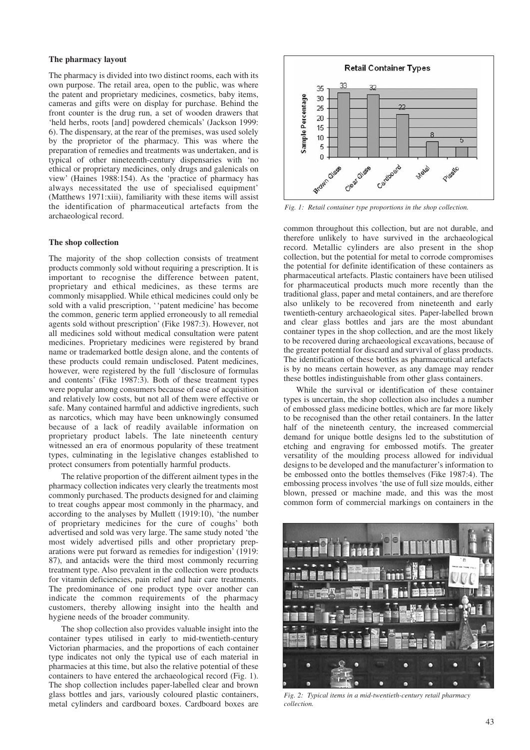### The pharmacy layout

The pharmacy is divided into two distinct rooms, each with its own purpose. The retail area, open to the public, was where the patent and proprietary medicines, cosmetics, baby items, cameras and gifts were on display for purchase. Behind the front counter is the drug run, a set of wooden drawers that 'held herbs, roots [and] powdered chemicals' (Jackson 1999: 6). The dispensary, at the rear of the premises, was used solely by the proprietor of the pharmacy. This was where the preparation of remedies and treatments was undertaken, and is typical of other nineteenth-century dispensaries with 'no ethical or proprietary medicines, only drugs and galenicals on view' (Haines 1988:154). As the 'practice of pharmacy has always necessitated the use of specialised equipment' (Matthews 1971:xiii), familiarity with these items will assist the identification of pharmaceutical artefacts from the archaeological record.

### The shop collection

The majority of the shop collection consists of treatment products commonly sold without requiring a prescription. It is important to recognise the difference between patent, proprietary and ethical medicines, as these terms are commonly misapplied. While ethical medicines could only be sold with a valid prescription, ''patent medicine' has become the common, generic term applied erroneously to all remedial agents sold without prescription' (Fike 1987:3). However, not all medicines sold without medical consultation were patent medicines. Proprietary medicines were registered by brand name or trademarked bottle design alone, and the contents of these products could remain undisclosed. Patent medicines, however, were registered by the full 'disclosure of formulas and contents' (Fike 1987:3). Both of these treatment types were popular among consumers because of ease of acquisition and relatively low costs, but not all of them were effective or safe. Many contained harmful and addictive ingredients, such as narcotics, which may have been unknowingly consumed because of a lack of readily available information on proprietary product labels. The late nineteenth century witnessed an era of enormous popularity of these treatment types, culminating in the legislative changes established to protect consumers from potentially harmful products.

The relative proportion of the different ailment types in the pharmacy collection indicates very clearly the treatments most commonly purchased. The products designed for and claiming to treat coughs appear most commonly in the pharmacy, and according to the analyses by Mullett (1919:10), 'the number of proprietary medicines for the cure of coughs' both advertised and sold was very large. The same study noted 'the most widely advertised pills and other proprietary preparations were put forward as remedies for indigestion' (1919: 87), and antacids were the third most commonly recurring treatment type. Also prevalent in the collection were products for vitamin deficiencies, pain relief and hair care treatments. The predominance of one product type over another can indicate the common requirements of the pharmacy customers, thereby allowing insight into the health and hygiene needs of the broader community.

The shop collection also provides valuable insight into the container types utilised in early to mid-twentieth-century Victorian pharmacies, and the proportions of each container type indicates not only the typical use of each material in pharmacies at this time, but also the relative potential of these containers to have entered the archaeological record (Fig. 1). The shop collection includes paper-labelled clear and brown glass bottles and jars, variously coloured plastic containers, metal cylinders and cardboard boxes. Cardboard boxes are common throughout this collection, but are not durable, and therefore unlikely to have survived in the archaeological record. Metallic cylinders are also present in the shop collection, but the potential for metal to corrode compromises the potential for definite identification of these containers as pharmaceutical artefacts. Plastic containers have been utilised for pharmaceutical products much more recently than the traditional glass, paper and metal containers, and are therefore also unlikely to be recovered from nineteenth and early twentieth-century archaeological sites. Paper-labelled brown and clear glass bottles and jars are the most abundant container types in the shop collection, and are the most likely to be recovered during archaeological excavations, because of the greater potential for discard and survival of glass products. The identification of these bottles as pharmaceutical artefacts is by no means certain however, as any damage may render these bottles indistinguishable from other glass containers.

**Retail Container Types**

| Container type | Sample Percentage |
|---|---|
| Brown Glass | 33 |
| Clear Glass | 32 |
| Cardboard | 22 |
| Metal | 8 |
| Plastic | 5 |

*Fig. 1: Retail container type proportions in the shop collection.*

While the survival or identification of these container types is uncertain, the shop collection also includes a number of embossed glass medicine bottles, which are far more likely to be recognised than the other retail containers. In the latter half of the nineteenth century, the increased commercial demand for unique bottle designs led to the substitution of etching and engraving for embossed motifs. The greater versatility of the moulding process allowed for individual designs to be developed and the manufacturer's information to be embossed onto the bottles themselves (Fike 1987:4). The embossing process involves 'the use of full size moulds, either blown, pressed or machine made, and this was the most common form of commercial markings on containers in the

*Fig. 2: Typical items in a mid-twentieth-century retail pharmacy collection.*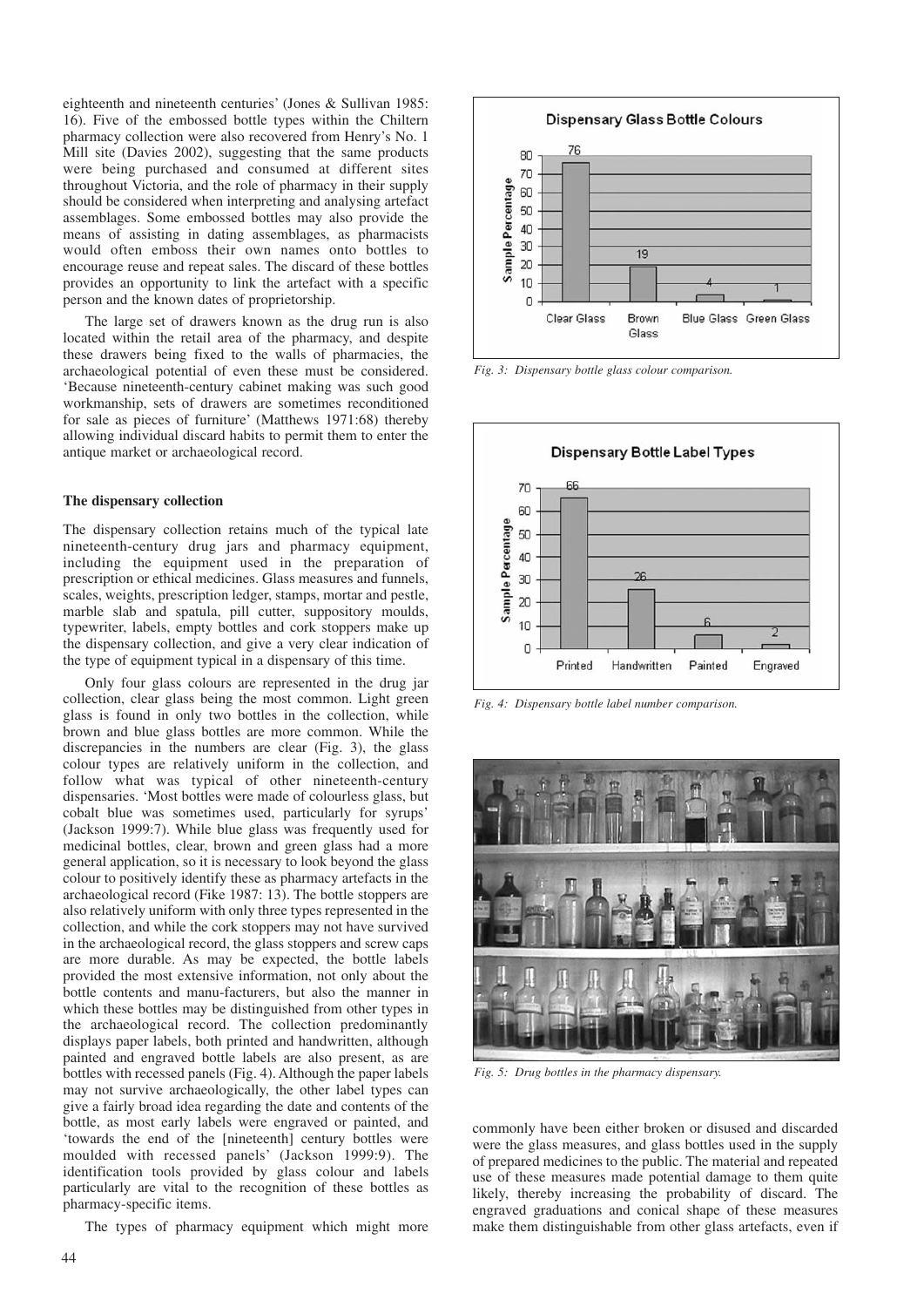eighteenth and nineteenth centuries' (Jones & Sullivan 1985: 16). Five of the embossed bottle types within the Chiltern pharmacy collection were also recovered from Henry's No. 1 Mill site (Davies 2002), suggesting that the same products were being purchased and consumed at different sites throughout Victoria, and the role of pharmacy in their supply should be considered when interpreting and analysing artefact assemblages. Some embossed bottles may also provide the means of assisting in dating assemblages, as pharmacists would often emboss their own names onto bottles to encourage reuse and repeat sales. The discard of these bottles provides an opportunity to link the artefact with a specific person and the known dates of proprietorship.

The large set of drawers known as the drug run is also located within the retail area of the pharmacy, and despite these drawers being fixed to the walls of pharmacies, the archaeological potential of even these must be considered. 'Because nineteenth-century cabinet making was such good workmanship, sets of drawers are sometimes reconditioned for sale as pieces of furniture' (Matthews 1971:68) thereby allowing individual discard habits to permit them to enter the antique market or archaeological record.

**The dispensary collection**

The dispensary collection retains much of the typical late nineteenth-century drug jars and pharmacy equipment, including the equipment used in the preparation of prescription or ethical medicines. Glass measures and funnels, scales, weights, prescription ledger, stamps, mortar and pestle, marble slab and spatula, pill cutter, suppository moulds, typewriter, labels, empty bottles and cork stoppers make up the dispensary collection, and give a very clear indication of the type of equipment typical in a dispensary of this time.

Only four glass colours are represented in the drug jar collection, clear glass being the most common. Light green glass is found in only two bottles in the collection, while brown and blue glass bottles are more common. While the discrepancies in the numbers are clear (Fig. 3), the glass colour types are relatively uniform in the collection, and follow what was typical of other nineteenth-century dispensaries. 'Most bottles were made of colourless glass, but cobalt blue was sometimes used, particularly for syrups' (Jackson 1999:7). While blue glass was frequently used for medicinal bottles, clear, brown and green glass had a more general application, so it is necessary to look beyond the glass colour to positively identify these as pharmacy artefacts in the archaeological record (Fike 1987: 13). The bottle stoppers are also relatively uniform with only three types represented in the collection, and while the cork stoppers may not have survived in the archaeological record, the glass stoppers and screw caps are more durable. As may be expected, the bottle labels provided the most extensive information, not only about the bottle contents and manu-facturers, but also the manner in which these bottles may be distinguished from other types in the archaeological record. The collection predominantly displays paper labels, both printed and handwritten, although painted and engraved bottle labels are also present, as are bottles with recessed panels (Fig. 4). Although the paper labels may not survive archaeologically, the other label types can give a fairly broad idea regarding the date and contents of the bottle, as most early labels were engraved or painted, and 'towards the end of the [nineteenth] century bottles were moulded with recessed panels' (Jackson 1999:9). The identification tools provided by glass colour and labels particularly are vital to the recognition of these bottles as pharmacy-specific items.

The types of pharmacy equipment which might more commonly have been either broken or disused and discarded were the glass measures, and glass bottles used in the supply of prepared medicines to the public. The material and repeated use of these measures made potential damage to them quite likely, thereby increasing the probability of discard. The engraved graduations and conical shape of these measures make them distinguishable from other glass artefacts, even if

**Dispensary Glass Bottle Colours**

| Colour | Sample Percentage |
|---|---|
| Clear Glass | 76 |
| Brown Glass | 19 |
| Blue Glass | 4 |
| Green Glass | 1 |

*Fig. 3: Dispensary bottle glass colour comparison.*

**Dispensary Bottle Label Types**

| Label Type | Sample Percentage |
|---|---|
| Printed | 66 |
| Handwritten | 26 |
| Painted | 6 |
| Engraved | 2 |

*Fig. 4: Dispensary bottle label number comparison.*

*Fig. 5: Drug bottles in the pharmacy dispensary.*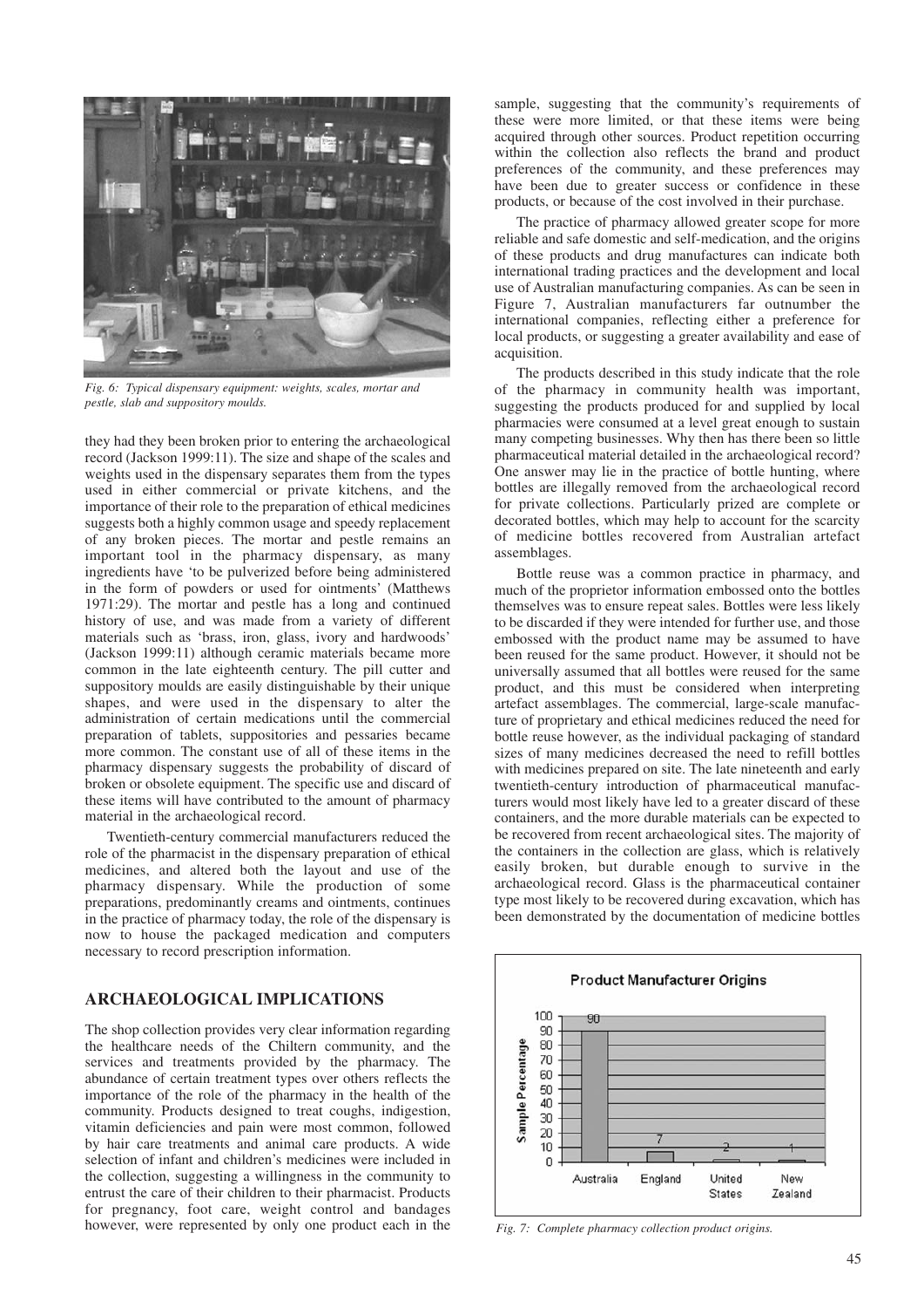Fig. 6: Typical dispensary equipment: weights, scales, mortar and pestle, slab and suppository moulds.

they had they been broken prior to entering the archaeological record (Jackson 1999:11). The size and shape of the scales and weights used in the dispensary separates them from the types used in either commercial or private kitchens, and the importance of their role to the preparation of ethical medicines suggests both a highly common usage and speedy replacement of any broken pieces. The mortar and pestle remains an important tool in the pharmacy dispensary, as many ingredients have 'to be pulverized before being administered in the form of powders or used for ointments' (Matthews 1971:29). The mortar and pestle has a long and continued history of use, and was made from a variety of different materials such as 'brass, iron, glass, ivory and hardwoods' (Jackson 1999:11) although ceramic materials became more common in the late eighteenth century. The pill cutter and suppository moulds are easily distinguishable by their unique shapes, and were used in the dispensary to alter the administration of certain medications until the commercial preparation of tablets, suppositories and pessaries became more common. The constant use of all of these items in the pharmacy dispensary suggests the probability of discard of broken or obsolete equipment. The specific use and discard of these items will have contributed to the amount of pharmacy material in the archaeological record.

Twentieth-century commercial manufacturers reduced the role of the pharmacist in the dispensary preparation of ethical medicines, and altered both the layout and use of the pharmacy dispensary. While the production of some preparations, predominantly creams and ointments, continues in the practice of pharmacy today, the role of the dispensary is now to house the packaged medication and computers necessary to record prescription information.

## ARCHAEOLOGICAL IMPLICATIONS

The shop collection provides very clear information regarding the healthcare needs of the Chiltern community, and the services and treatments provided by the pharmacy. The abundance of certain treatment types over others reflects the importance of the role of the pharmacy in the health of the community. Products designed to treat coughs, indigestion, vitamin deficiencies and pain were most common, followed by hair care treatments and animal care products. A wide selection of infant and children's medicines were included in the collection, suggesting a willingness in the community to entrust the care of their children to their pharmacist. Products for pregnancy, foot care, weight control and bandages however, were represented by only one product each in the sample, suggesting that the community's requirements of these were more limited, or that these items were being acquired through other sources. Product repetition occurring within the collection also reflects the brand and product preferences of the community, and these preferences may have been due to greater success or confidence in these products, or because of the cost involved in their purchase.

The practice of pharmacy allowed greater scope for more reliable and safe domestic and self-medication, and the origins of these products and drug manufactures can indicate both international trading practices and the development and local use of Australian manufacturing companies. As can be seen in Figure 7, Australian manufacturers far outnumber the international companies, reflecting either a preference for local products, or suggesting a greater availability and ease of acquisition.

The products described in this study indicate that the role of the pharmacy in community health was important, suggesting the products produced for and supplied by local pharmacies were consumed at a level great enough to sustain many competing businesses. Why then has there been so little pharmaceutical material detailed in the archaeological record? One answer may lie in the practice of bottle hunting, where bottles are illegally removed from the archaeological record for private collections. Particularly prized are complete or decorated bottles, which may help to account for the scarcity of medicine bottles recovered from Australian artefact assemblages.

Bottle reuse was a common practice in pharmacy, and much of the proprietor information embossed onto the bottles themselves was to ensure repeat sales. Bottles were less likely to be discarded if they were intended for further use, and those embossed with the product name may be assumed to have been reused for the same product. However, it should not be universally assumed that all bottles were reused for the same product, and this must be considered when interpreting artefact assemblages. The commercial, large-scale manufacture of proprietary and ethical medicines reduced the need for bottle reuse however, as the individual packaging of standard sizes of many medicines decreased the need to refill bottles with medicines prepared on site. The late nineteenth and early twentieth-century introduction of pharmaceutical manufacturers would most likely have led to a greater discard of these containers, and the more durable materials can be expected to be recovered from recent archaeological sites. The majority of the containers in the collection are glass, which is relatively easily broken, but durable enough to survive in the archaeological record. Glass is the pharmaceutical container type most likely to be recovered during excavation, which has been demonstrated by the documentation of medicine bottles

**Product Manufacturer Origins**

| Origin | Sample Percentage |
|---|---|
| Australia | 90 |
| England | 7 |
| United States | 2 |
| New Zealand | 1 |

Fig. 7: Complete pharmacy collection product origins.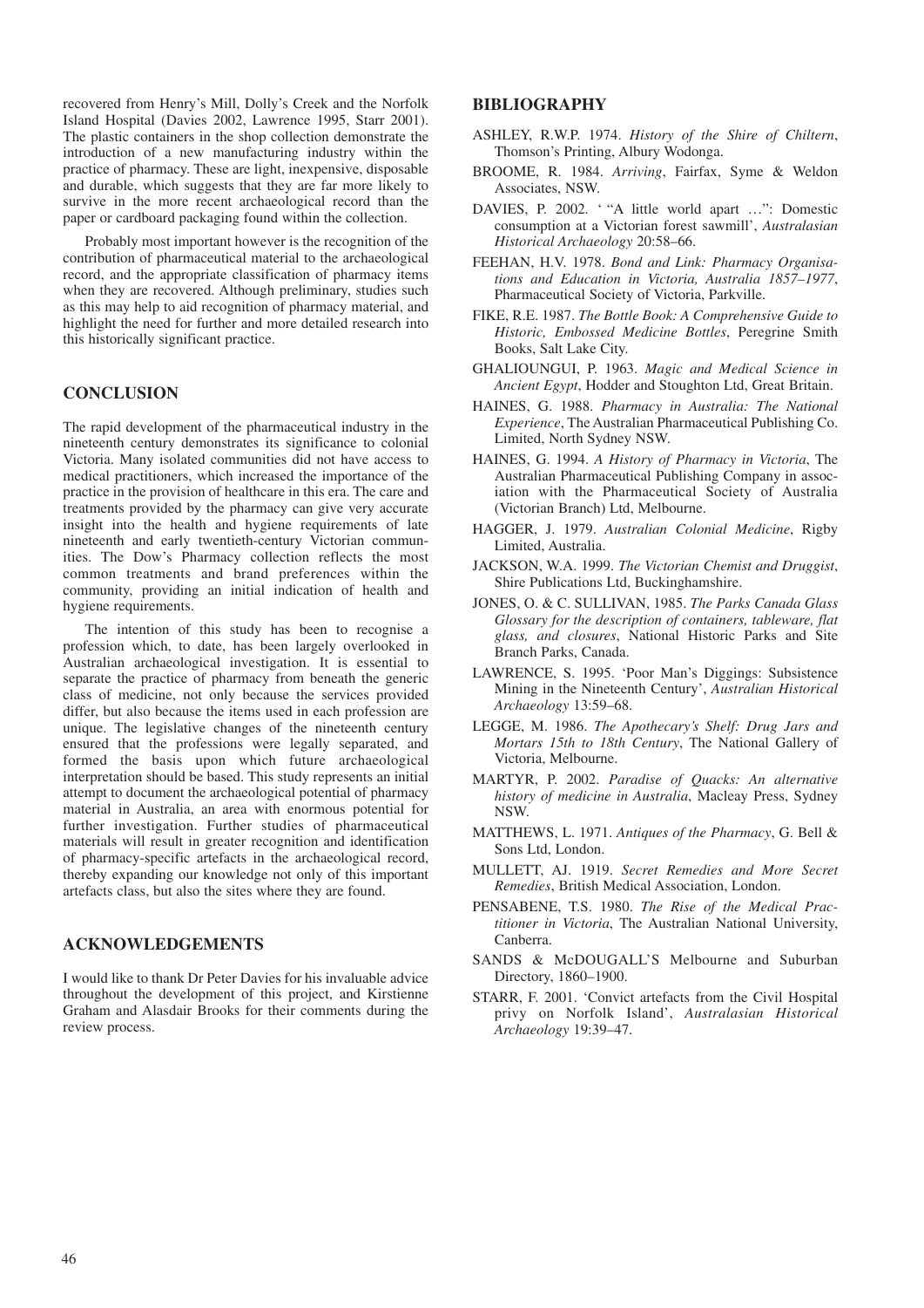recovered from Henry's Mill, Dolly's Creek and the Norfolk Island Hospital (Davies 2002, Lawrence 1995, Starr 2001). The plastic containers in the shop collection demonstrate the introduction of a new manufacturing industry within the practice of pharmacy. These are light, inexpensive, disposable and durable, which suggests that they are far more likely to survive in the more recent archaeological record than the paper or cardboard packaging found within the collection.

Probably most important however is the recognition of the contribution of pharmaceutical material to the archaeological record, and the appropriate classification of pharmacy items when they are recovered. Although preliminary, studies such as this may help to aid recognition of pharmacy material, and highlight the need for further and more detailed research into this historically significant practice.

## CONCLUSION

The rapid development of the pharmaceutical industry in the nineteenth century demonstrates its significance to colonial Victoria. Many isolated communities did not have access to medical practitioners, which increased the importance of the practice in the provision of healthcare in this era. The care and treatments provided by the pharmacy can give very accurate insight into the health and hygiene requirements of late nineteenth and early twentieth-century Victorian communities. The Dow's Pharmacy collection reflects the most common treatments and brand preferences within the community, providing an initial indication of health and hygiene requirements.

The intention of this study has been to recognise a profession which, to date, has been largely overlooked in Australian archaeological investigation. It is essential to separate the practice of pharmacy from beneath the generic class of medicine, not only because the services provided differ, but also because the items used in each profession are unique. The legislative changes of the nineteenth century ensured that the professions were legally separated, and formed the basis upon which future archaeological interpretation should be based. This study represents an initial attempt to document the archaeological potential of pharmacy material in Australia, an area with enormous potential for further investigation. Further studies of pharmaceutical materials will result in greater recognition and identification of pharmacy-specific artefacts in the archaeological record, thereby expanding our knowledge not only of this important artefacts class, but also the sites where they are found.

## ACKNOWLEDGEMENTS

I would like to thank Dr Peter Davies for his invaluable advice throughout the development of this project, and Kirstienne Graham and Alasdair Brooks for their comments during the review process.

## BIBLIOGRAPHY

ASHLEY, R.W.P. 1974. *History of the Shire of Chiltern*, Thomson's Printing, Albury Wodonga.

BROOME, R. 1984. *Arriving*, Fairfax, Syme & Weldon Associates, NSW.

DAVIES, P. 2002. ' "A little world apart …": Domestic consumption at a Victorian forest sawmill', *Australasian Historical Archaeology* 20:58–66.

FEEHAN, H.V. 1978. *Bond and Link: Pharmacy Organisations and Education in Victoria, Australia 1857–1977*, Pharmaceutical Society of Victoria, Parkville.

FIKE, R.E. 1987. *The Bottle Book: A Comprehensive Guide to Historic, Embossed Medicine Bottles*, Peregrine Smith Books, Salt Lake City.

GHALIOUNGUI, P. 1963. *Magic and Medical Science in Ancient Egypt*, Hodder and Stoughton Ltd, Great Britain.

HAINES, G. 1988. *Pharmacy in Australia: The National Experience*, The Australian Pharmaceutical Publishing Co. Limited, North Sydney NSW.

HAINES, G. 1994. *A History of Pharmacy in Victoria*, The Australian Pharmaceutical Publishing Company in association with the Pharmaceutical Society of Australia (Victorian Branch) Ltd, Melbourne.

HAGGER, J. 1979. *Australian Colonial Medicine*, Rigby Limited, Australia.

JACKSON, W.A. 1999. *The Victorian Chemist and Druggist*, Shire Publications Ltd, Buckinghamshire.

JONES, O. & C. SULLIVAN, 1985. *The Parks Canada Glass Glossary for the description of containers, tableware, flat glass, and closures*, National Historic Parks and Site Branch Parks, Canada.

LAWRENCE, S. 1995. 'Poor Man's Diggings: Subsistence Mining in the Nineteenth Century', *Australian Historical Archaeology* 13:59–68.

LEGGE, M. 1986. *The Apothecary's Shelf: Drug Jars and Mortars 15th to 18th Century*, The National Gallery of Victoria, Melbourne.

MARTYR, P. 2002. *Paradise of Quacks: An alternative history of medicine in Australia*, Macleay Press, Sydney NSW.

MATTHEWS, L. 1971. *Antiques of the Pharmacy*, G. Bell & Sons Ltd, London.

MULLETT, AJ. 1919. *Secret Remedies and More Secret Remedies*, British Medical Association, London.

PENSABENE, T.S. 1980. *The Rise of the Medical Practitioner in Victoria*, The Australian National University, Canberra.

SANDS & McDOUGALL'S Melbourne and Suburban Directory, 1860–1900.

STARR, F. 2001. 'Convict artefacts from the Civil Hospital privy on Norfolk Island', *Australasian Historical Archaeology* 19:39–47.